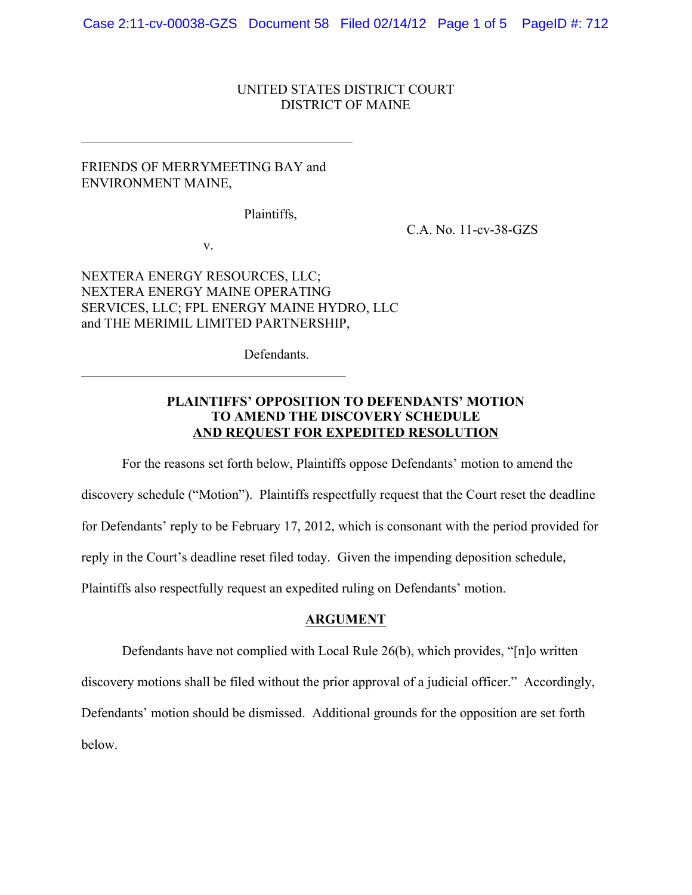UNITED STATES DISTRICT COURT
DISTRICT OF MAINE

FRIENDS OF MERRYMEETING BAY and ENVIRONMENT MAINE,

Plaintiffs,

C.A. No. 11-cv-38-GZS

v.

NEXTERA ENERGY RESOURCES, LLC; NEXTERA ENERGY MAINE OPERATING SERVICES, LLC; FPL ENERGY MAINE HYDRO, LLC and THE MERIMIL LIMITED PARTNERSHIP,

Defendants.

**PLAINTIFFS' OPPOSITION TO DEFENDANTS' MOTION TO AMEND THE DISCOVERY SCHEDULE AND REQUEST FOR EXPEDITED RESOLUTION**

For the reasons set forth below, Plaintiffs oppose Defendants' motion to amend the discovery schedule ("Motion"). Plaintiffs respectfully request that the Court reset the deadline for Defendants' reply to be February 17, 2012, which is consonant with the period provided for reply in the Court's deadline reset filed today. Given the impending deposition schedule, Plaintiffs also respectfully request an expedited ruling on Defendants' motion.

**ARGUMENT**

Defendants have not complied with Local Rule 26(b), which provides, "[n]o written discovery motions shall be filed without the prior approval of a judicial officer." Accordingly, Defendants' motion should be dismissed. Additional grounds for the opposition are set forth below.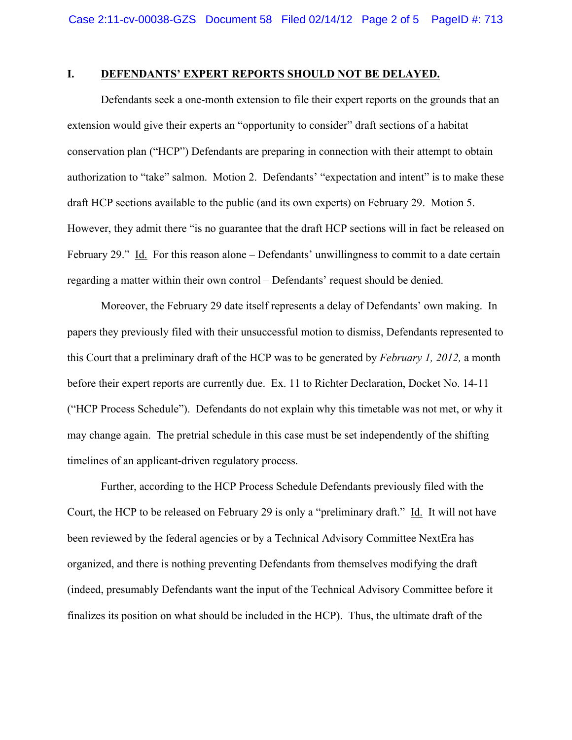## I. DEFENDANTS' EXPERT REPORTS SHOULD NOT BE DELAYED.

Defendants seek a one-month extension to file their expert reports on the grounds that an extension would give their experts an "opportunity to consider" draft sections of a habitat conservation plan ("HCP") Defendants are preparing in connection with their attempt to obtain authorization to "take" salmon. Motion 2. Defendants' "expectation and intent" is to make these draft HCP sections available to the public (and its own experts) on February 29. Motion 5. However, they admit there "is no guarantee that the draft HCP sections will in fact be released on February 29." Id. For this reason alone – Defendants' unwillingness to commit to a date certain regarding a matter within their own control – Defendants' request should be denied.

Moreover, the February 29 date itself represents a delay of Defendants' own making. In papers they previously filed with their unsuccessful motion to dismiss, Defendants represented to this Court that a preliminary draft of the HCP was to be generated by *February 1, 2012,* a month before their expert reports are currently due. Ex. 11 to Richter Declaration, Docket No. 14-11 ("HCP Process Schedule"). Defendants do not explain why this timetable was not met, or why it may change again. The pretrial schedule in this case must be set independently of the shifting timelines of an applicant-driven regulatory process.

Further, according to the HCP Process Schedule Defendants previously filed with the Court, the HCP to be released on February 29 is only a "preliminary draft." Id. It will not have been reviewed by the federal agencies or by a Technical Advisory Committee NextEra has organized, and there is nothing preventing Defendants from themselves modifying the draft (indeed, presumably Defendants want the input of the Technical Advisory Committee before it finalizes its position on what should be included in the HCP). Thus, the ultimate draft of the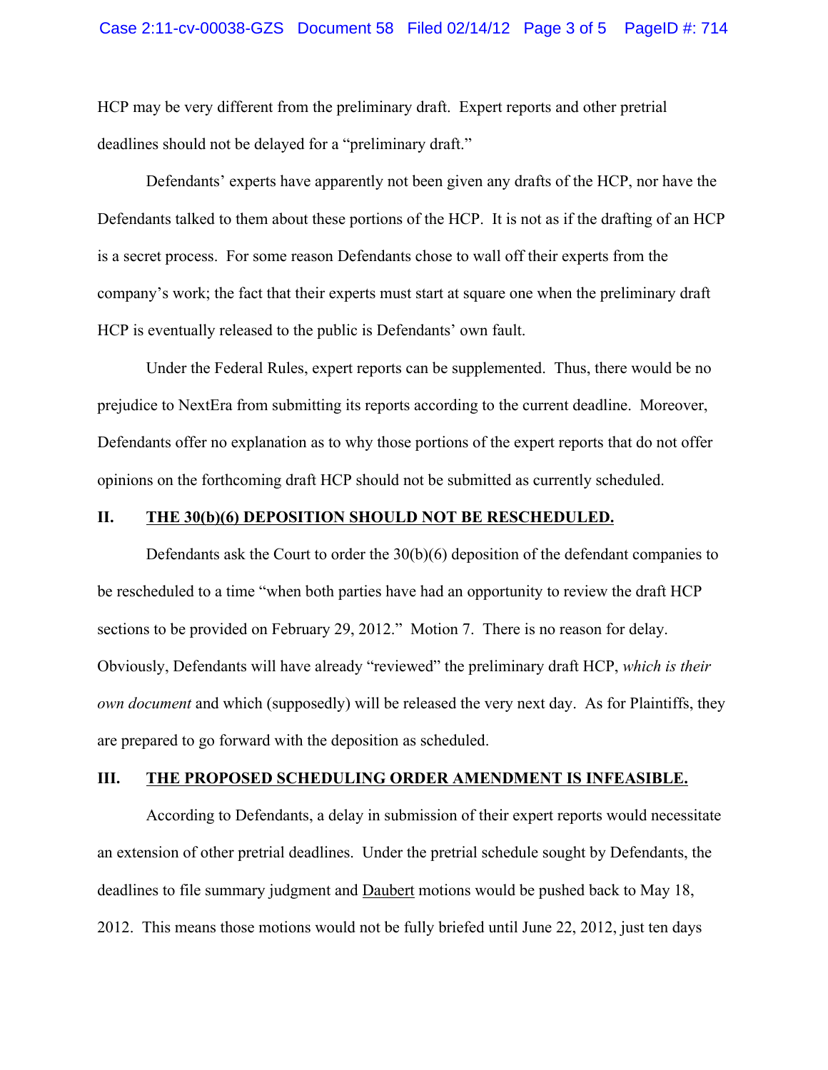HCP may be very different from the preliminary draft. Expert reports and other pretrial deadlines should not be delayed for a "preliminary draft."

Defendants' experts have apparently not been given any drafts of the HCP, nor have the Defendants talked to them about these portions of the HCP. It is not as if the drafting of an HCP is a secret process. For some reason Defendants chose to wall off their experts from the company's work; the fact that their experts must start at square one when the preliminary draft HCP is eventually released to the public is Defendants' own fault.

Under the Federal Rules, expert reports can be supplemented. Thus, there would be no prejudice to NextEra from submitting its reports according to the current deadline. Moreover, Defendants offer no explanation as to why those portions of the expert reports that do not offer opinions on the forthcoming draft HCP should not be submitted as currently scheduled.

## II. THE 30(b)(6) DEPOSITION SHOULD NOT BE RESCHEDULED.

Defendants ask the Court to order the 30(b)(6) deposition of the defendant companies to be rescheduled to a time "when both parties have had an opportunity to review the draft HCP sections to be provided on February 29, 2012." Motion 7. There is no reason for delay. Obviously, Defendants will have already "reviewed" the preliminary draft HCP, *which is their own document* and which (supposedly) will be released the very next day. As for Plaintiffs, they are prepared to go forward with the deposition as scheduled.

## III. THE PROPOSED SCHEDULING ORDER AMENDMENT IS INFEASIBLE.

According to Defendants, a delay in submission of their expert reports would necessitate an extension of other pretrial deadlines. Under the pretrial schedule sought by Defendants, the deadlines to file summary judgment and Daubert motions would be pushed back to May 18, 2012. This means those motions would not be fully briefed until June 22, 2012, just ten days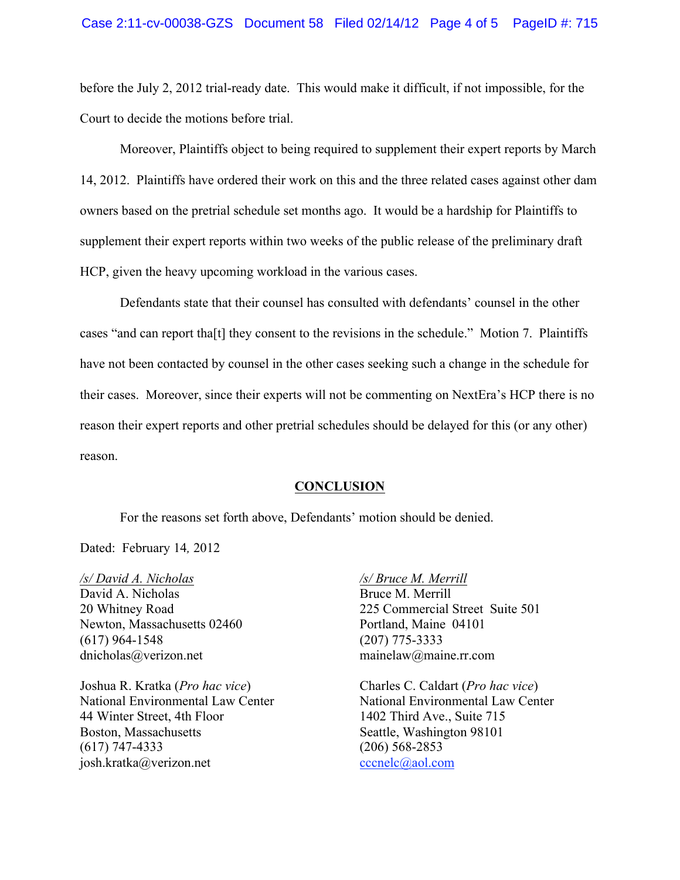before the July 2, 2012 trial-ready date. This would make it difficult, if not impossible, for the Court to decide the motions before trial.

Moreover, Plaintiffs object to being required to supplement their expert reports by March 14, 2012. Plaintiffs have ordered their work on this and the three related cases against other dam owners based on the pretrial schedule set months ago. It would be a hardship for Plaintiffs to supplement their expert reports within two weeks of the public release of the preliminary draft HCP, given the heavy upcoming workload in the various cases.

Defendants state that their counsel has consulted with defendants' counsel in the other cases "and can report tha[t] they consent to the revisions in the schedule." Motion 7. Plaintiffs have not been contacted by counsel in the other cases seeking such a change in the schedule for their cases. Moreover, since their experts will not be commenting on NextEra's HCP there is no reason their expert reports and other pretrial schedules should be delayed for this (or any other) reason.

## CONCLUSION

For the reasons set forth above, Defendants' motion should be denied.

Dated: February 14, 2012

*/s/ David A. Nicholas*
David A. Nicholas
20 Whitney Road
Newton, Massachusetts 02460
(617) 964-1548
dnicholas@verizon.net

*/s/ Bruce M. Merrill*
Bruce M. Merrill
225 Commercial Street Suite 501
Portland, Maine 04101
(207) 775-3333
mainelaw@maine.rr.com

Joshua R. Kratka (*Pro hac vice*)
National Environmental Law Center
44 Winter Street, 4th Floor
Boston, Massachusetts
(617) 747-4333
josh.kratka@verizon.net

Charles C. Caldart (*Pro hac vice*)
National Environmental Law Center
1402 Third Ave., Suite 715
Seattle, Washington 98101
(206) 568-2853
cccnelc@aol.com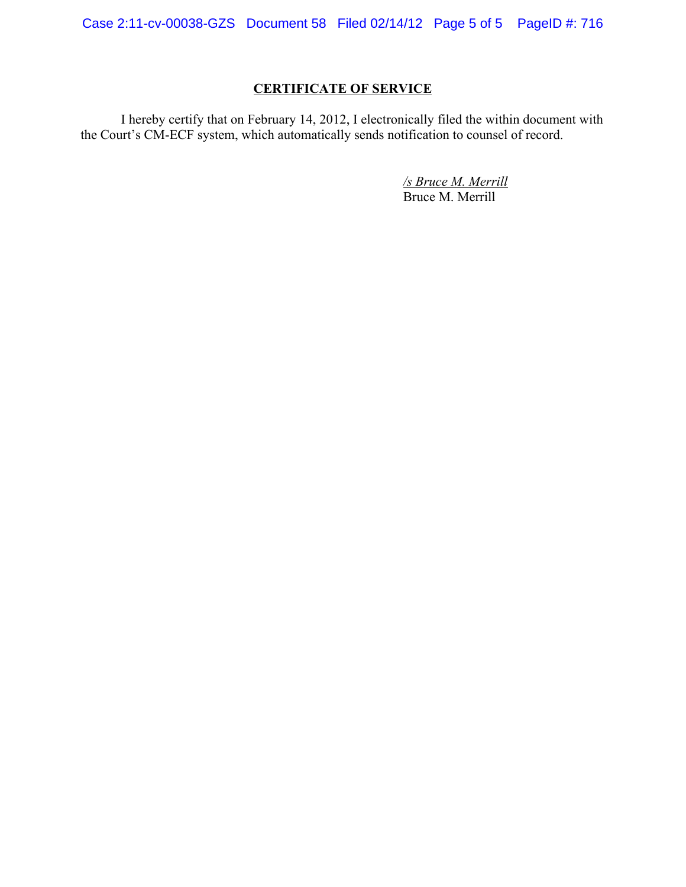## CERTIFICATE OF SERVICE

I hereby certify that on February 14, 2012, I electronically filed the within document with the Court's CM-ECF system, which automatically sends notification to counsel of record.

*/s Bruce M. Merrill*
Bruce M. Merrill